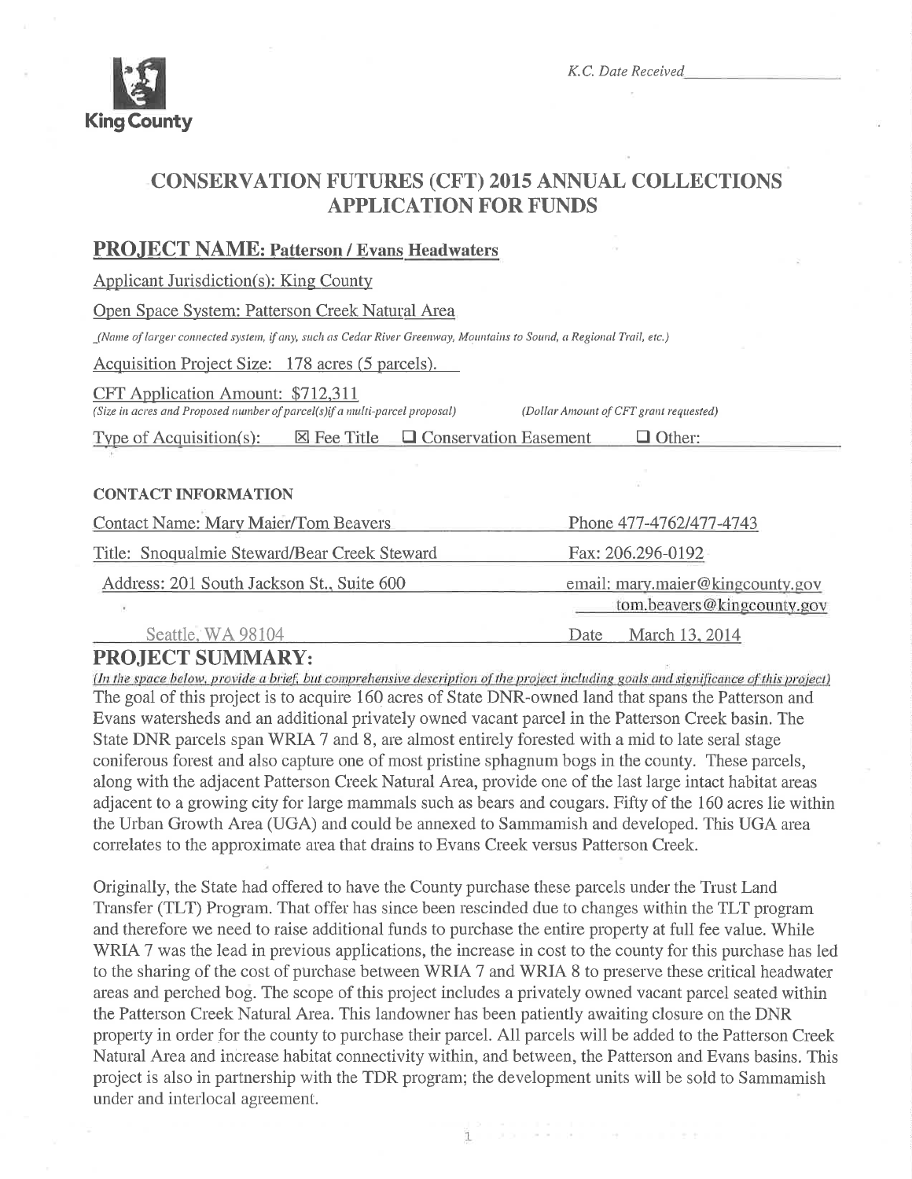K.C. Date Received_______________

King County

# CONSERVATION FUTURES (CFT) 2015 ANNUAL COLLECTIONS APPLICATION FOR FUNDS

## PROJECT NAME: Patterson / Evans Headwaters

Applicant Jurisdiction(s): King County

Open Space System: Patterson Creek Natural Area

*(Name of larger connected system, if any, such as Cedar River Greenway, Mountains to Sound, a Regional Trail, etc.)*

Acquisition Project Size: 178 acres (5 parcels).

CFT Application Amount: $712,311

*(Size in acres and Proposed number of parcel(s)if a multi-parcel proposal)* *(Dollar Amount of CFT grant requested)*

Type of Acquisition(s): ☒ Fee Title ☐ Conservation Easement ☐ Other:

### CONTACT INFORMATION

| | |
|---|---|
| Contact Name: Mary Maier/Tom Beavers | Phone 477-4762/477-4743 |
| Title: Snoqualmie Steward/Bear Creek Steward | Fax: 206.296-0192 |
| Address: 201 South Jackson St., Suite 600 | email: mary.maier@kingcounty.gov tom.beavers@kingcounty.gov |
| Seattle, WA 98104 | Date March 13, 2014 |

## PROJECT SUMMARY:

*(In the space below, provide a brief, but comprehensive description of the project including goals and significance of this project)*

The goal of this project is to acquire 160 acres of State DNR-owned land that spans the Patterson and Evans watersheds and an additional privately owned vacant parcel in the Patterson Creek basin. The State DNR parcels span WRIA 7 and 8, are almost entirely forested with a mid to late seral stage coniferous forest and also capture one of most pristine sphagnum bogs in the county. These parcels, along with the adjacent Patterson Creek Natural Area, provide one of the last large intact habitat areas adjacent to a growing city for large mammals such as bears and cougars. Fifty of the 160 acres lie within the Urban Growth Area (UGA) and could be annexed to Sammamish and developed. This UGA area correlates to the approximate area that drains to Evans Creek versus Patterson Creek.

Originally, the State had offered to have the County purchase these parcels under the Trust Land Transfer (TLT) Program. That offer has since been rescinded due to changes within the TLT program and therefore we need to raise additional funds to purchase the entire property at full fee value. While WRIA 7 was the lead in previous applications, the increase in cost to the county for this purchase has led to the sharing of the cost of purchase between WRIA 7 and WRIA 8 to preserve these critical headwater areas and perched bog. The scope of this project includes a privately owned vacant parcel seated within the Patterson Creek Natural Area. This landowner has been patiently awaiting closure on the DNR property in order for the county to purchase their parcel. All parcels will be added to the Patterson Creek Natural Area and increase habitat connectivity within, and between, the Patterson and Evans basins. This project is also in partnership with the TDR program; the development units will be sold to Sammamish under and interlocal agreement.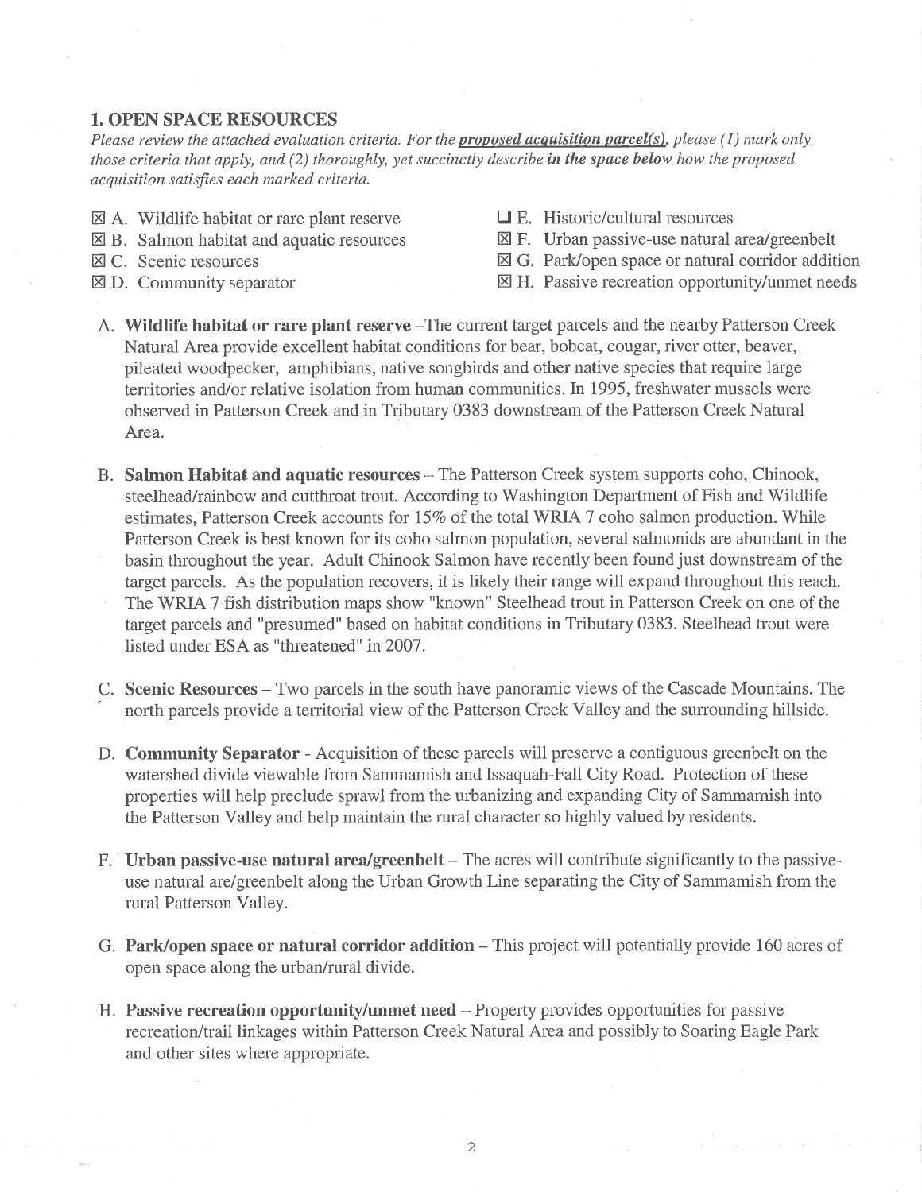## 1. OPEN SPACE RESOURCES

*Please review the attached evaluation criteria. For the* ***proposed acquisition parcel(s)****, please (1) mark only those criteria that apply, and (2) thoroughly, yet succinctly describe* ***in the space below*** *how the proposed acquisition satisfies each marked criteria.*

- ☒ A. Wildlife habitat or rare plant reserve
- ☒ B. Salmon habitat and aquatic resources
- ☒ C. Scenic resources
- ☒ D. Community separator
- ☐ E. Historic/cultural resources
- ☒ F. Urban passive-use natural area/greenbelt
- ☒ G. Park/open space or natural corridor addition
- ☒ H. Passive recreation opportunity/unmet needs

A. **Wildlife habitat or rare plant reserve** –The current target parcels and the nearby Patterson Creek Natural Area provide excellent habitat conditions for bear, bobcat, cougar, river otter, beaver, pileated woodpecker, amphibians, native songbirds and other native species that require large territories and/or relative isolation from human communities. In 1995, freshwater mussels were observed in Patterson Creek and in Tributary 0383 downstream of the Patterson Creek Natural Area.

B. **Salmon Habitat and aquatic resources** – The Patterson Creek system supports coho, Chinook, steelhead/rainbow and cutthroat trout. According to Washington Department of Fish and Wildlife estimates, Patterson Creek accounts for 15% of the total WRIA 7 coho salmon production. While Patterson Creek is best known for its coho salmon population, several salmonids are abundant in the basin throughout the year. Adult Chinook Salmon have recently been found just downstream of the target parcels. As the population recovers, it is likely their range will expand throughout this reach. The WRIA 7 fish distribution maps show "known" Steelhead trout in Patterson Creek on one of the target parcels and "presumed" based on habitat conditions in Tributary 0383. Steelhead trout were listed under ESA as "threatened" in 2007.

C. **Scenic Resources** – Two parcels in the south have panoramic views of the Cascade Mountains. The north parcels provide a territorial view of the Patterson Creek Valley and the surrounding hillside.

D. **Community Separator** - Acquisition of these parcels will preserve a contiguous greenbelt on the watershed divide viewable from Sammamish and Issaquah-Fall City Road. Protection of these properties will help preclude sprawl from the urbanizing and expanding City of Sammamish into the Patterson Valley and help maintain the rural character so highly valued by residents.

F. **Urban passive-use natural area/greenbelt** – The acres will contribute significantly to the passive-use natural are/greenbelt along the Urban Growth Line separating the City of Sammamish from the rural Patterson Valley.

G. **Park/open space or natural corridor addition** – This project will potentially provide 160 acres of open space along the urban/rural divide.

H. **Passive recreation opportunity/unmet need** – Property provides opportunities for passive recreation/trail linkages within Patterson Creek Natural Area and possibly to Soaring Eagle Park and other sites where appropriate.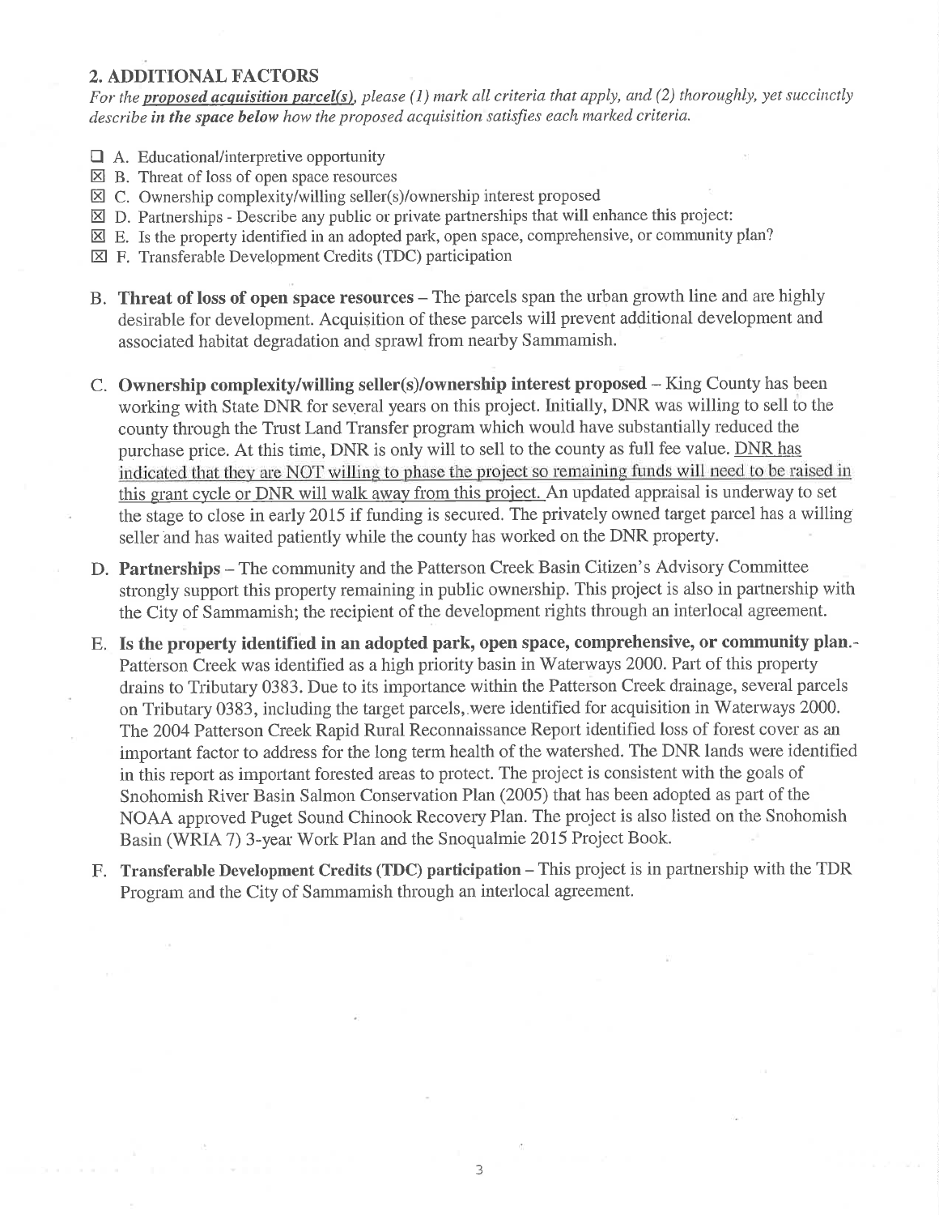## 2. ADDITIONAL FACTORS

*For the **proposed acquisition parcel(s)**, please (1) mark all criteria that apply, and (2) thoroughly, yet succinctly describe **in the space below** how the proposed acquisition satisfies each marked criteria.*

- ☐ A. Educational/interpretive opportunity
- ☒ B. Threat of loss of open space resources
- ☒ C. Ownership complexity/willing seller(s)/ownership interest proposed
- ☒ D. Partnerships - Describe any public or private partnerships that will enhance this project:
- ☒ E. Is the property identified in an adopted park, open space, comprehensive, or community plan?
- ☒ F. Transferable Development Credits (TDC) participation

B. **Threat of loss of open space resources** – The parcels span the urban growth line and are highly desirable for development. Acquisition of these parcels will prevent additional development and associated habitat degradation and sprawl from nearby Sammamish.

C. **Ownership complexity/willing seller(s)/ownership interest proposed** – King County has been working with State DNR for several years on this project. Initially, DNR was willing to sell to the county through the Trust Land Transfer program which would have substantially reduced the purchase price. At this time, DNR is only will to sell to the county as full fee value. <u>DNR has indicated that they are NOT willing to phase the project so remaining funds will need to be raised in this grant cycle or DNR will walk away from this project.</u> An updated appraisal is underway to set the stage to close in early 2015 if funding is secured. The privately owned target parcel has a willing seller and has waited patiently while the county has worked on the DNR property.

D. **Partnerships** – The community and the Patterson Creek Basin Citizen's Advisory Committee strongly support this property remaining in public ownership. This project is also in partnership with the City of Sammamish; the recipient of the development rights through an interlocal agreement.

E. **Is the property identified in an adopted park, open space, comprehensive, or community plan.**- Patterson Creek was identified as a high priority basin in Waterways 2000. Part of this property drains to Tributary 0383. Due to its importance within the Patterson Creek drainage, several parcels on Tributary 0383, including the target parcels, were identified for acquisition in Waterways 2000. The 2004 Patterson Creek Rapid Rural Reconnaissance Report identified loss of forest cover as an important factor to address for the long term health of the watershed. The DNR lands were identified in this report as important forested areas to protect. The project is consistent with the goals of Snohomish River Basin Salmon Conservation Plan (2005) that has been adopted as part of the NOAA approved Puget Sound Chinook Recovery Plan. The project is also listed on the Snohomish Basin (WRIA 7) 3-year Work Plan and the Snoqualmie 2015 Project Book.

F. **Transferable Development Credits (TDC) participation** – This project is in partnership with the TDR Program and the City of Sammamish through an interlocal agreement.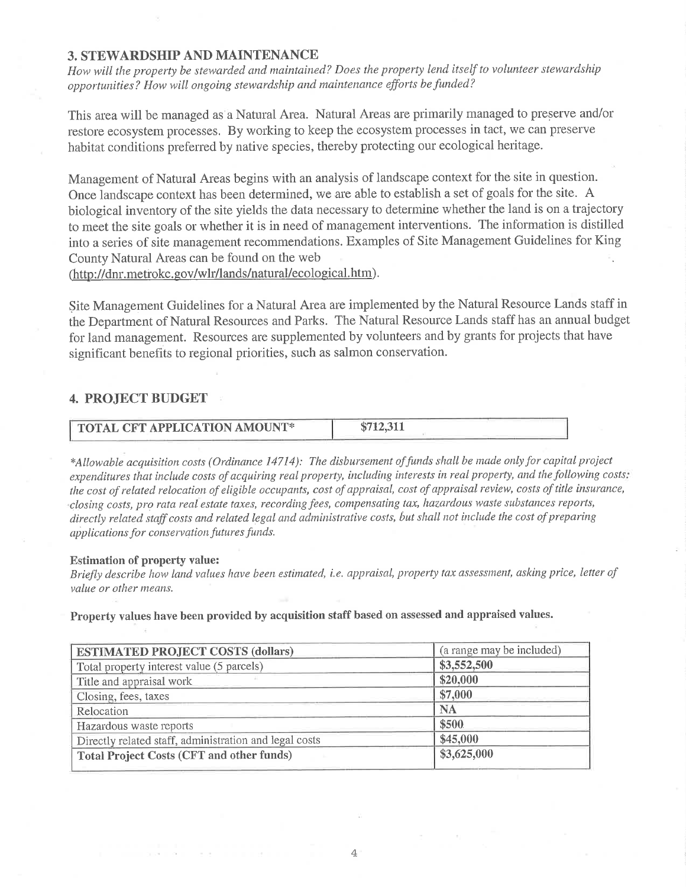## 3. STEWARDSHIP AND MAINTENANCE

*How will the property be stewarded and maintained? Does the property lend itself to volunteer stewardship opportunities? How will ongoing stewardship and maintenance efforts be funded?*

This area will be managed as a Natural Area. Natural Areas are primarily managed to preserve and/or restore ecosystem processes. By working to keep the ecosystem processes in tact, we can preserve habitat conditions preferred by native species, thereby protecting our ecological heritage.

Management of Natural Areas begins with an analysis of landscape context for the site in question. Once landscape context has been determined, we are able to establish a set of goals for the site. A biological inventory of the site yields the data necessary to determine whether the land is on a trajectory to meet the site goals or whether it is in need of management interventions. The information is distilled into a series of site management recommendations. Examples of Site Management Guidelines for King County Natural Areas can be found on the web (http://dnr.metrokc.gov/wlr/lands/natural/ecological.htm).

Site Management Guidelines for a Natural Area are implemented by the Natural Resource Lands staff in the Department of Natural Resources and Parks. The Natural Resource Lands staff has an annual budget for land management. Resources are supplemented by volunteers and by grants for projects that have significant benefits to regional priorities, such as salmon conservation.

## 4. PROJECT BUDGET

| TOTAL CFT APPLICATION AMOUNT* | $712,311 |
|---|---|

*\*Allowable acquisition costs (Ordinance 14714): The disbursement of funds shall be made only for capital project expenditures that include costs of acquiring real property, including interests in real property, and the following costs: the cost of related relocation of eligible occupants, cost of appraisal, cost of appraisal review, costs of title insurance, closing costs, pro rata real estate taxes, recording fees, compensating tax, hazardous waste substances reports, directly related staff costs and related legal and administrative costs, but shall not include the cost of preparing applications for conservation futures funds.*

**Estimation of property value:**

*Briefly describe how land values have been estimated, i.e. appraisal, property tax assessment, asking price, letter of value or other means.*

**Property values have been provided by acquisition staff based on assessed and appraised values.**

| ESTIMATED PROJECT COSTS (dollars) | (a range may be included) |
|---|---|
| Total property interest value (5 parcels) | $3,552,500 |
| Title and appraisal work | $20,000 |
| Closing, fees, taxes | $7,000 |
| Relocation | NA |
| Hazardous waste reports | $500 |
| Directly related staff, administration and legal costs | $45,000 |
| **Total Project Costs (CFT and other funds)** | $3,625,000 |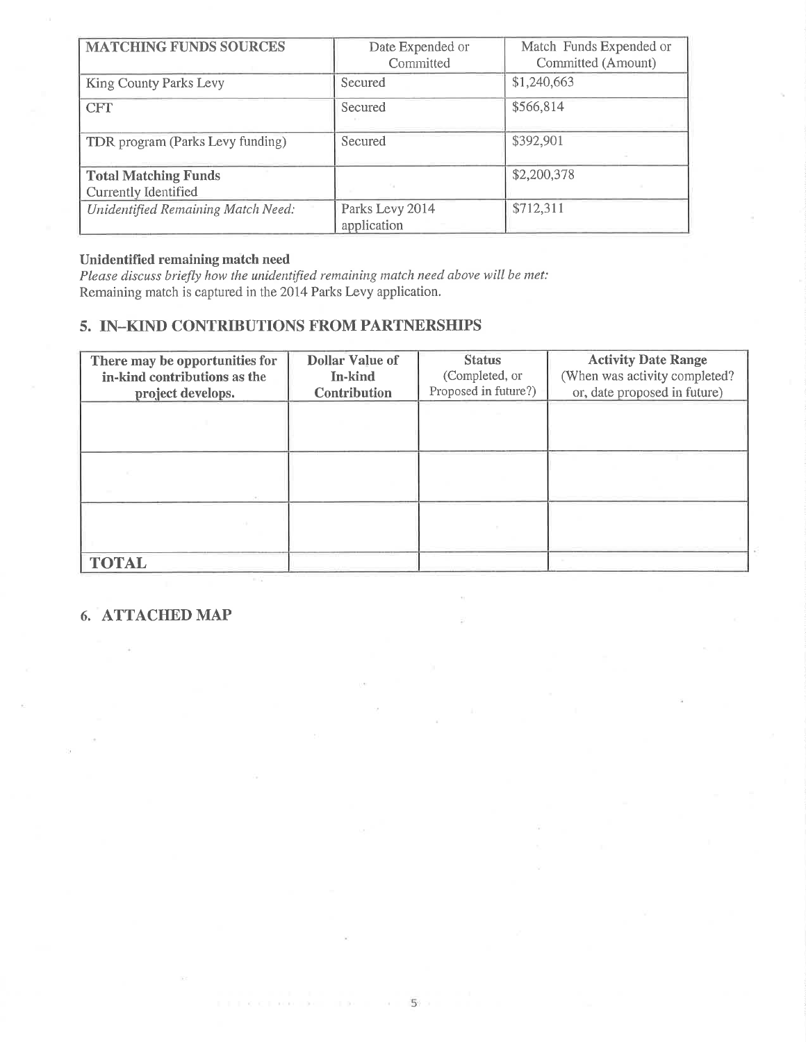| MATCHING FUNDS SOURCES | Date Expended or Committed | Match Funds Expended or Committed (Amount) |
|---|---|---|
| King County Parks Levy | Secured | $1,240,663 |
| CFT | Secured | $566,814 |
| TDR program (Parks Levy funding) | Secured | $392,901 |
| **Total Matching Funds** Currently Identified | | $2,200,378 |
| *Unidentified Remaining Match Need:* | Parks Levy 2014 application | $712,311 |

**Unidentified remaining match need**

*Please discuss briefly how the unidentified remaining match need above will be met:*
Remaining match is captured in the 2014 Parks Levy application.

## 5. IN–KIND CONTRIBUTIONS FROM PARTNERSHIPS

| There may be opportunities for in-kind contributions as the project develops. | Dollar Value of In-kind Contribution | Status (Completed, or Proposed in future?) | Activity Date Range (When was activity completed? or, date proposed in future) |
|---|---|---|---|
| | | | |
| | | | |
| | | | |
| **TOTAL** | | | |

## 6. ATTACHED MAP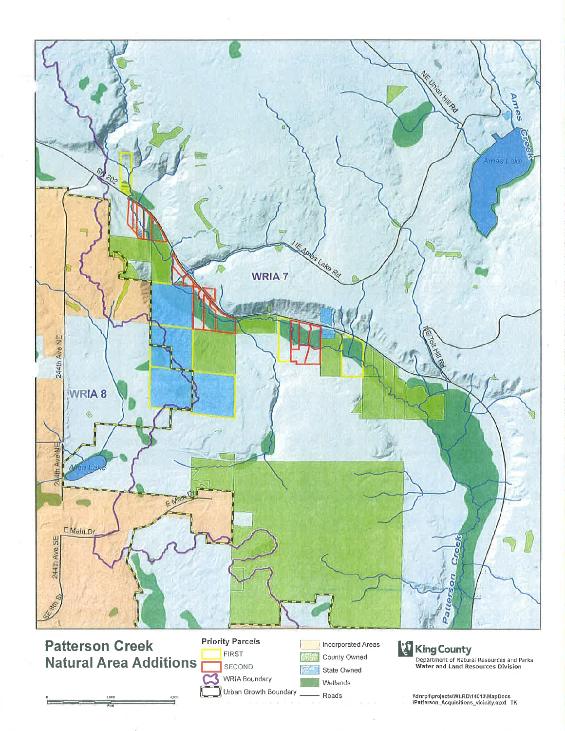# Patterson Creek Natural Area Additions

**Priority Parcels**

- FIRST
- SECOND
- WRIA Boundary
- Urban Growth Boundary

- Incorporated Areas
- County Owned
- State Owned
- Wetlands
- Roads

0 2,000 4,000
Feet

**King County**
Department of Natural Resources and Parks
**Water and Land Resources Division**

\\dnrp1\projects\WLRD\14013\MapDocs
\Patterson_Acquisitions_vicinity.mxd TK

WRIA 7

WRIA 8

SR 202

NE Ames Lake Rd

NE Union Hill Rd

Ames Creek

Ames Lake

NE Tolt Hill Rd

Patterson Creek

244th Ave NE

Allen Lake

E Main Dr

244th Ave SE

SE 8th St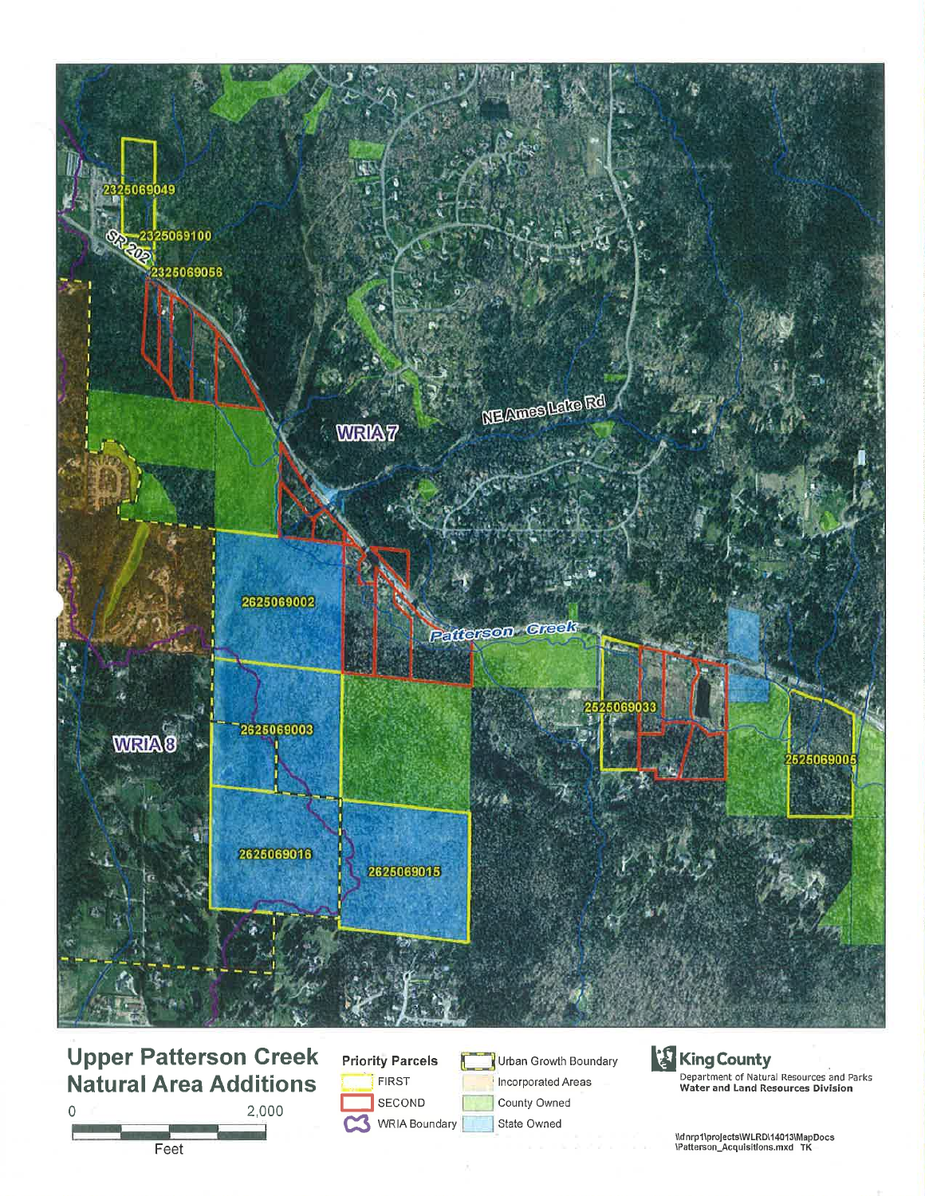2325069049

SR 202

2325069100

2325069056

NE Ames Lake Rd

WRIA 7

2625069002

Patterson Creek

2525069033

2525069005

2625069003

WRIA 8

2625069016

2625069015

# Upper Patterson Creek Natural Area Additions

0 2,000

Feet

Priority Parcels

FIRST

SECOND

WRIA Boundary

Urban Growth Boundary

Incorporated Areas

County Owned

State Owned

King County

Department of Natural Resources and Parks
Water and Land Resources Division

\\dnrp1\projects\WLRD\14013\MapDocs
\Patterson_Acquisitions.mxd TK